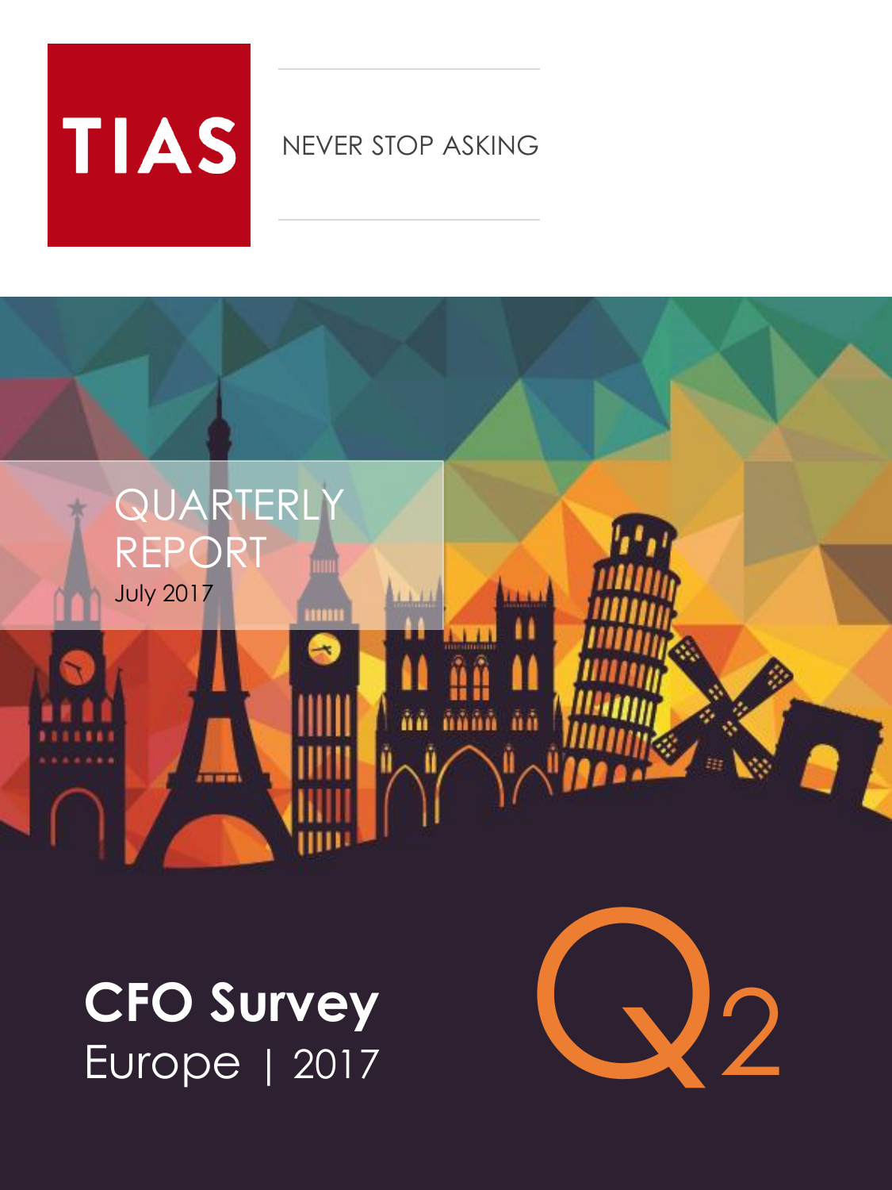TIAS

NEVER STOP ASKING

QUARTERLY REPORT

July 2017

# CFO Survey

Europe | 2017

Q2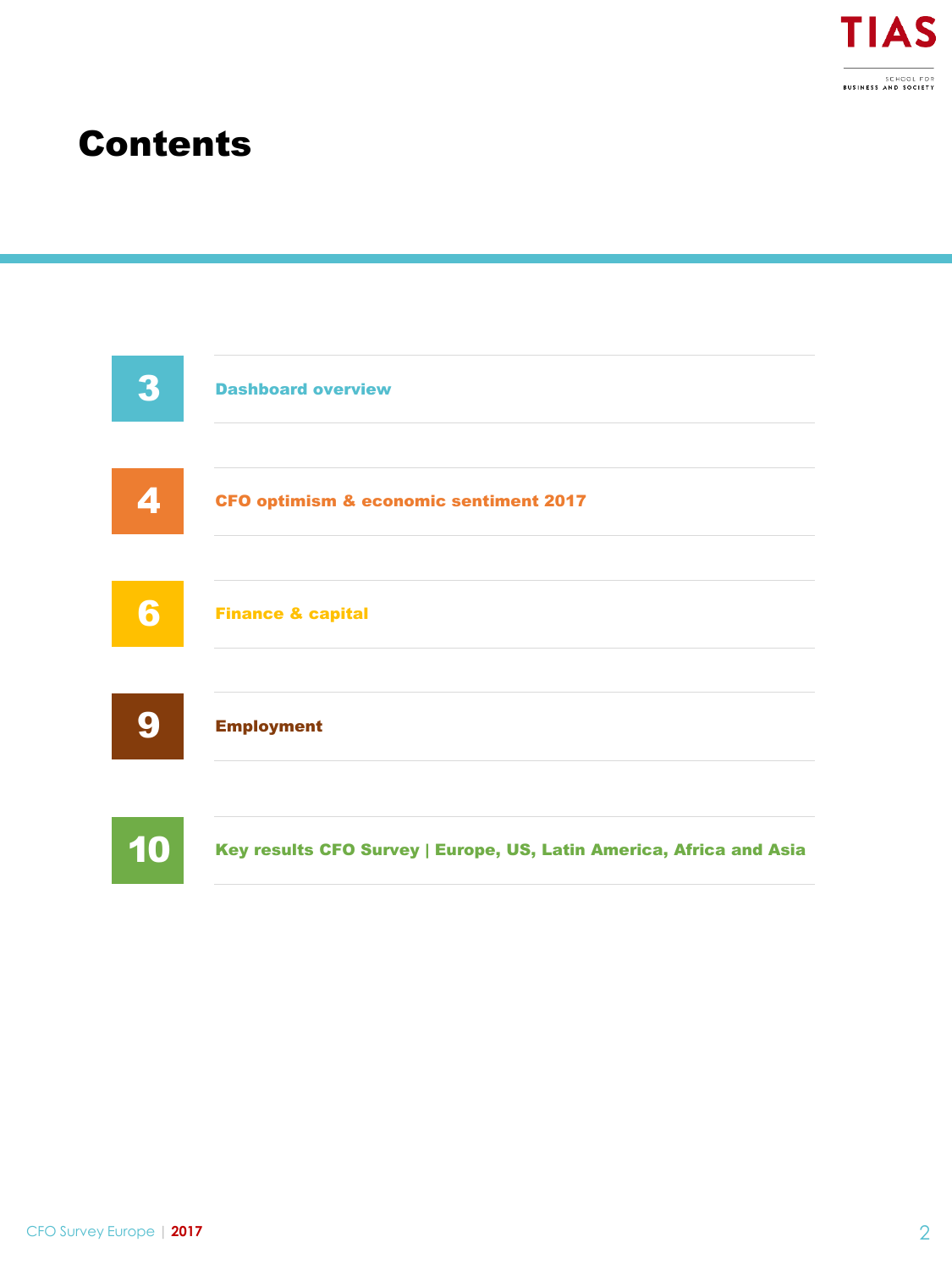# Contents

| | |
|---|---|
| 3 | Dashboard overview |
| 4 | CFO optimism & economic sentiment 2017 |
| 6 | Finance & capital |
| 9 | Employment |
| 10 | Key results CFO Survey \| Europe, US, Latin America, Africa and Asia |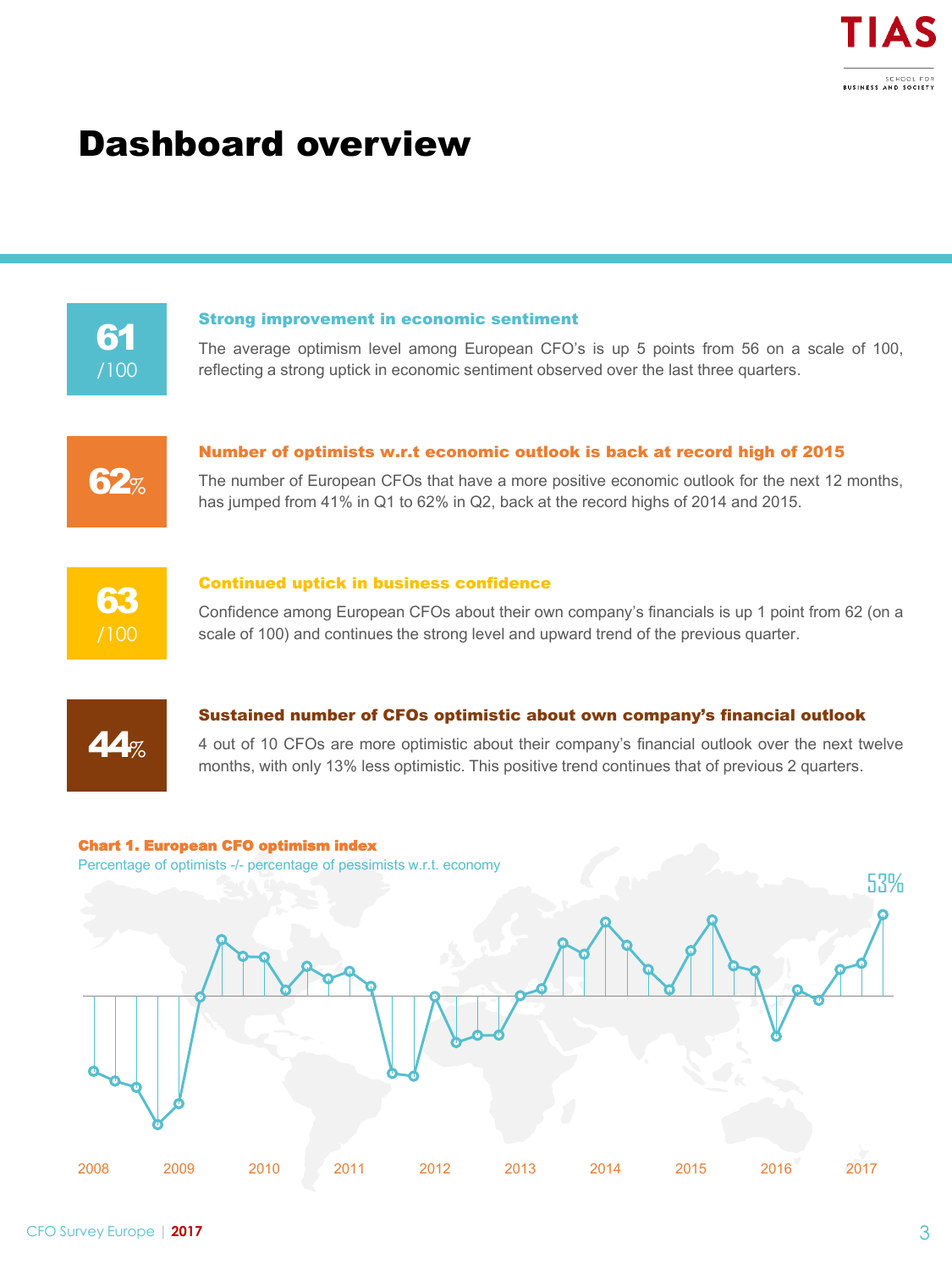# Dashboard overview

**61** /100

### Strong improvement in economic sentiment

The average optimism level among European CFO's is up 5 points from 56 on a scale of 100, reflecting a strong uptick in economic sentiment observed over the last three quarters.

**62%**

### Number of optimists w.r.t economic outlook is back at record high of 2015

The number of European CFOs that have a more positive economic outlook for the next 12 months, has jumped from 41% in Q1 to 62% in Q2, back at the record highs of 2014 and 2015.

**63** /100

### Continued uptick in business confidence

Confidence among European CFOs about their own company's financials is up 1 point from 62 (on a scale of 100) and continues the strong level and upward trend of the previous quarter.

**44%**

### Sustained number of CFOs optimistic about own company's financial outlook

4 out of 10 CFOs are more optimistic about their company's financial outlook over the next twelve months, with only 13% less optimistic. This positive trend continues that of previous 2 quarters.

**Chart 1. European CFO optimism index**

Percentage of optimists -/- percentage of pessimists w.r.t. economy

53%

2008 2009 2010 2011 2012 2013 2014 2015 2016 2017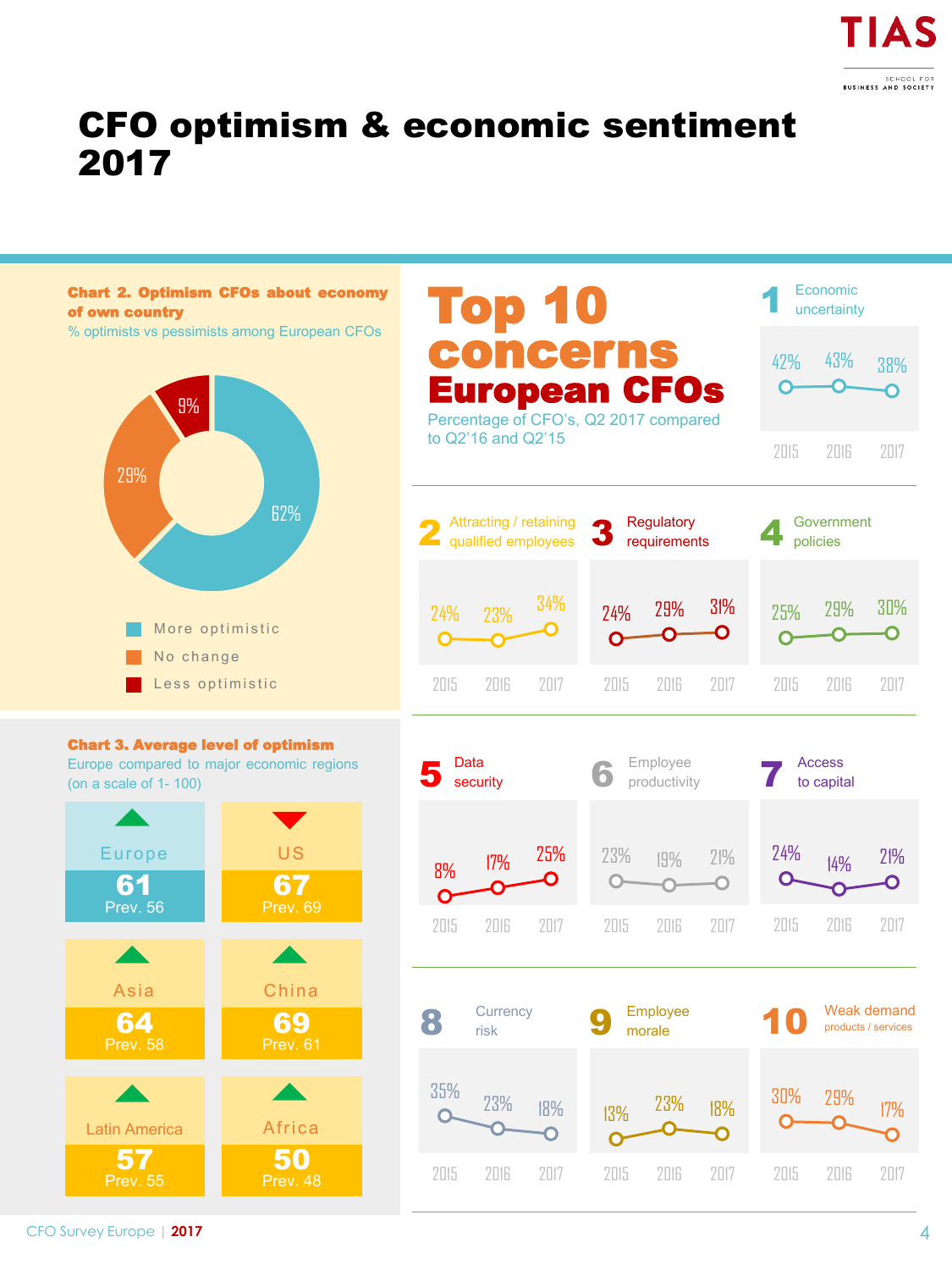# CFO optimism & economic sentiment 2017

**Chart 2. Optimism CFOs about economy of own country**

% optimists vs pessimists among European CFOs

| Category | % |
|---|---|
| More optimistic | 62% |
| No change | 29% |
| Less optimistic | 9% |

**Chart 3. Average level of optimism**

Europe compared to major economic regions (on a scale of 1- 100)

| Region | Score | Prev. |
|---|---|---|
| Europe | 61 | Prev. 56 |
| US | 67 | Prev. 69 |
| Asia | 64 | Prev. 58 |
| China | 69 | Prev. 61 |
| Latin America | 57 | Prev. 55 |
| Africa | 50 | Prev. 48 |

# Top 10 concerns European CFOs

Percentage of CFO's, Q2 2017 compared to Q2'16 and Q2'15

| # | Concern | 2015 | 2016 | 2017 |
|---|---|---|---|---|
| 1 | Economic uncertainty | 42% | 43% | 38% |
| 2 | Attracting / retaining qualified employees | 24% | 23% | 34% |
| 3 | Regulatory requirements | 24% | 29% | 31% |
| 4 | Government policies | 25% | 29% | 30% |
| 5 | Data security | 8% | 17% | 25% |
| 6 | Employee productivity | 23% | 19% | 21% |
| 7 | Access to capital | 24% | 14% | 21% |
| 8 | Currency risk | 35% | 23% | 18% |
| 9 | Employee morale | 13% | 23% | 18% |
| 10 | Weak demand products / services | 30% | 29% | 17% |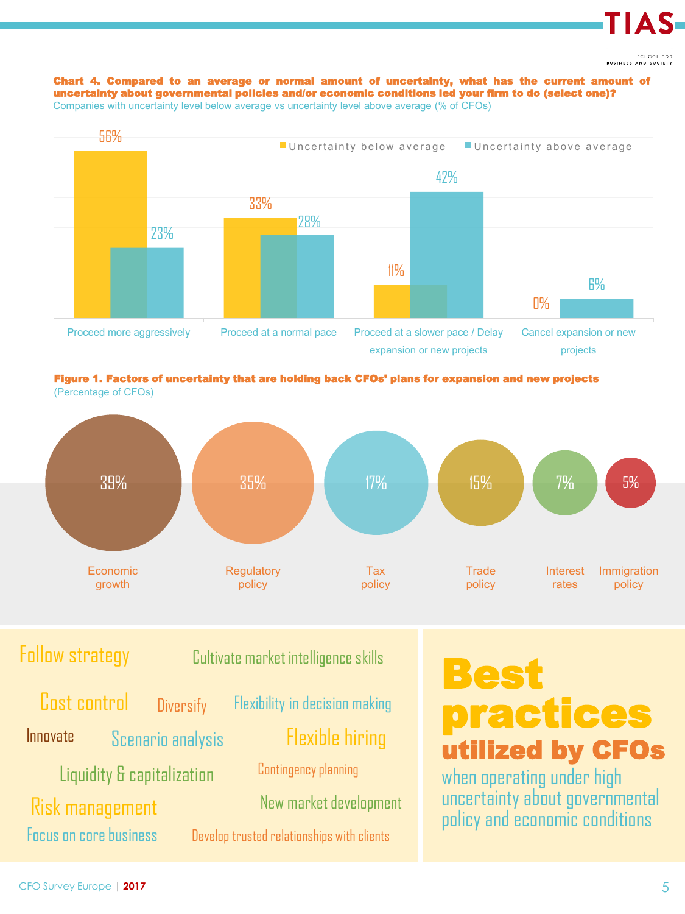**Chart 4. Compared to an average or normal amount of uncertainty, what has the current amount of uncertainty about governmental policies and/or economic conditions led your firm to do (select one)?**

Companies with uncertainty level below average vs uncertainty level above average (% of CFOs)

| | Uncertainty below average | Uncertainty above average |
|---|---|---|
| Proceed more aggressively | 56% | 23% |
| Proceed at a normal pace | 33% | 28% |
| Proceed at a slower pace / Delay expansion or new projects | 11% | 42% |
| Cancel expansion or new projects | 0% | 6% |

**Figure 1. Factors of uncertainty that are holding back CFOs' plans for expansion and new projects**

(Percentage of CFOs)

| Factor | % of CFOs |
|---|---|
| Economic growth | 39% |
| Regulatory policy | 35% |
| Tax policy | 17% |
| Trade policy | 15% |
| Interest rates | 7% |
| Immigration policy | 5% |

# Best practices utilized by CFOs

when operating under high uncertainty about governmental policy and economic conditions

- Follow strategy
- Cultivate market intelligence skills
- Cost control
- Diversify
- Flexibility in decision making
- Innovate
- Scenario analysis
- Flexible hiring
- Liquidity & capitalization
- Contingency planning
- Risk management
- New market development
- Focus on core business
- Develop trusted relationships with clients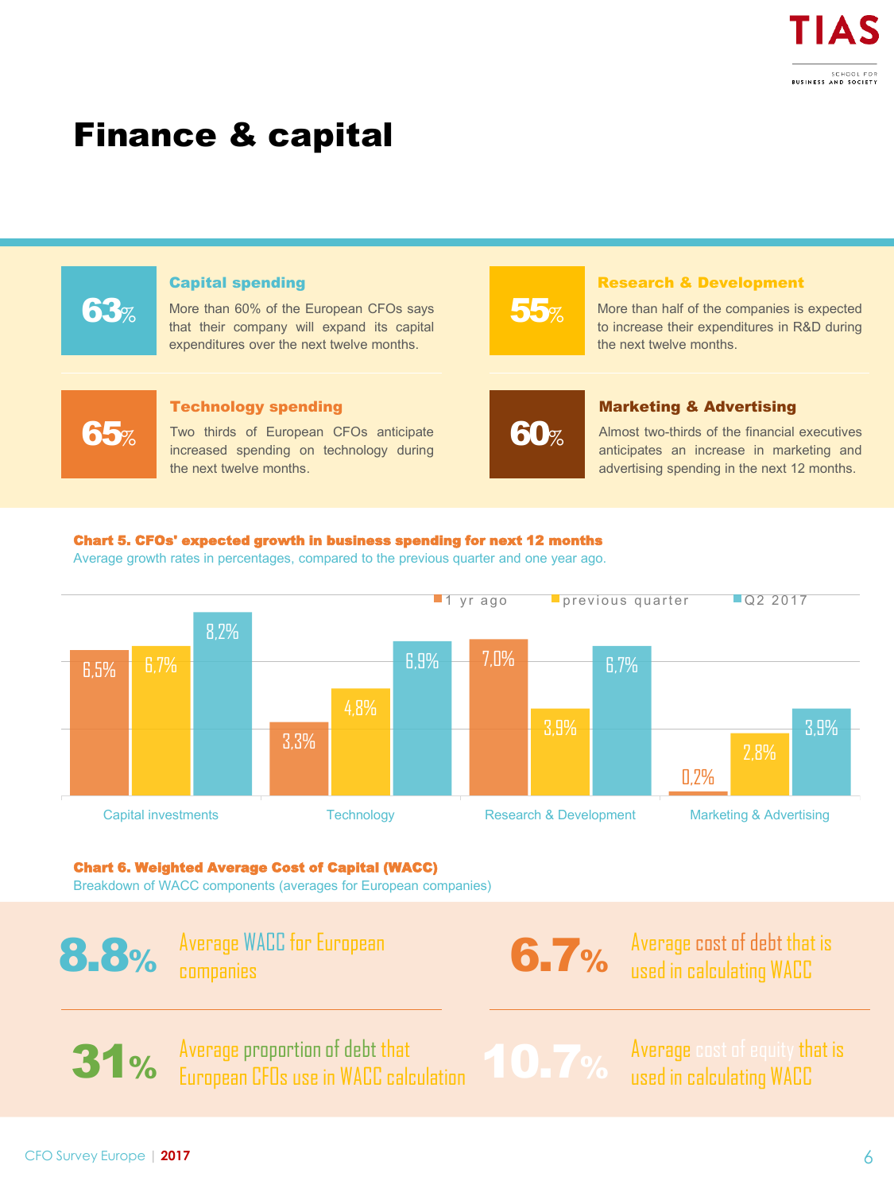# Finance & capital

**63%**

### Capital spending

More than 60% of the European CFOs says that their company will expand its capital expenditures over the next twelve months.

**55%**

### Research & Development

More than half of the companies is expected to increase their expenditures in R&D during the next twelve months.

**65%**

### Technology spending

Two thirds of European CFOs anticipate increased spending on technology during the next twelve months.

**60%**

### Marketing & Advertising

Almost two-thirds of the financial executives anticipates an increase in marketing and advertising spending in the next 12 months.

**Chart 5. CFOs' expected growth in business spending for next 12 months**

Average growth rates in percentages, compared to the previous quarter and one year ago.

| | 1 yr ago | previous quarter | Q2 2017 |
|---|---|---|---|
| Capital investments | 6,5% | 6,7% | 8,2% |
| Technology | 3,3% | 4,8% | 6,9% |
| Research & Development | 7,0% | 3,9% | 6,7% |
| Marketing & Advertising | 0,2% | 2,8% | 3,9% |

**Chart 6. Weighted Average Cost of Capital (WACC)**

Breakdown of WACC components (averages for European companies)

**8.8%** Average WACC for European companies

**6.7%** Average cost of debt that is used in calculating WACC

**31%** Average proportion of debt that European CFOs use in WACC calculation

**10.7%** Average cost of equity that is used in calculating WACC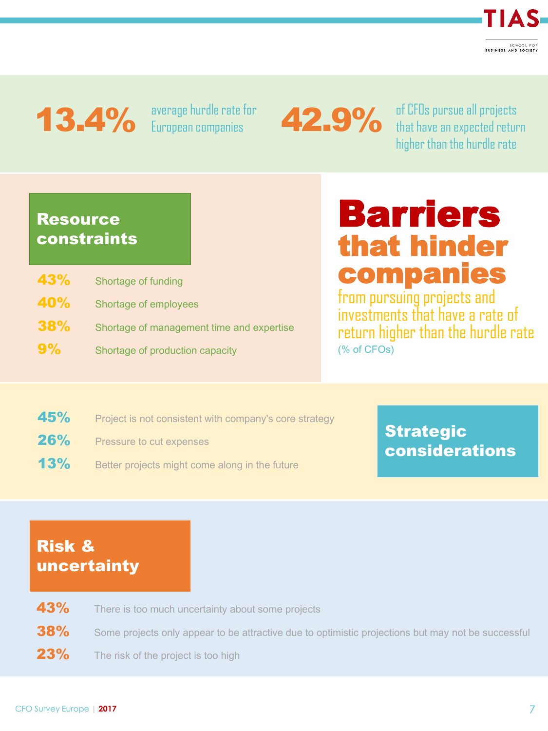**13.4%** average hurdle rate for European companies

**42.9%** of CFOs pursue all projects that have an expected return higher than the hurdle rate

# Barriers that hinder companies

from pursuing projects and investments that have a rate of return higher than the hurdle rate

(% of CFOs)

## Resource constraints

| | |
|---|---|
| 43% | Shortage of funding |
| 40% | Shortage of employees |
| 38% | Shortage of management time and expertise |
| 9% | Shortage of production capacity |

## Strategic considerations

| | |
|---|---|
| 45% | Project is not consistent with company's core strategy |
| 26% | Pressure to cut expenses |
| 13% | Better projects might come along in the future |

## Risk & uncertainty

| | |
|---|---|
| 43% | There is too much uncertainty about some projects |
| 38% | Some projects only appear to be attractive due to optimistic projections but may not be successful |
| 23% | The risk of the project is too high |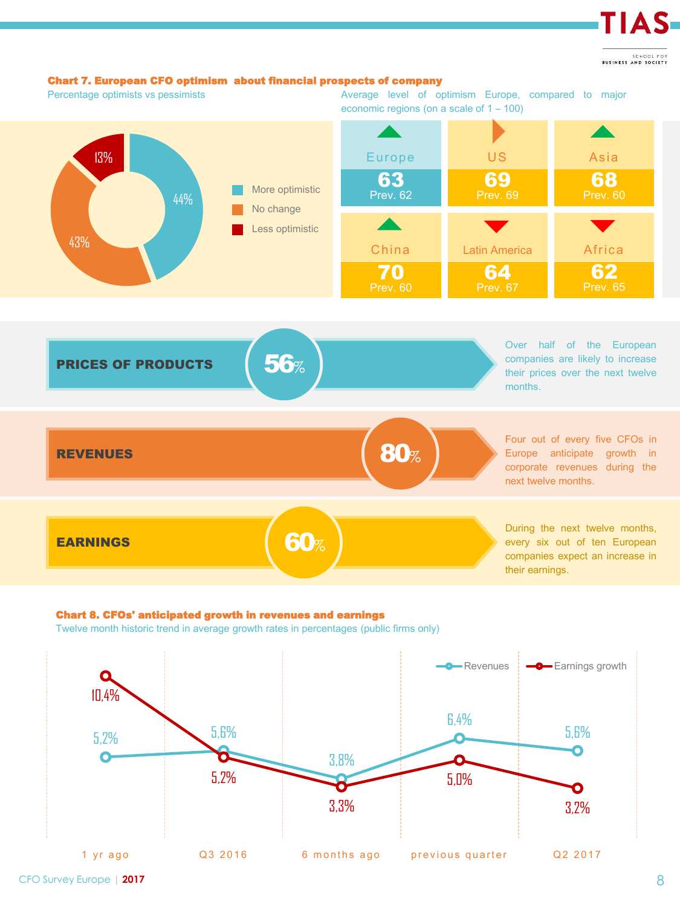**Chart 7. European CFO optimism about financial prospects of company**

Percentage optimists vs pessimists

| Category | Percentage |
|---|---|
| More optimistic | 44% |
| No change | 43% |
| Less optimistic | 13% |

Average level of optimism Europe, compared to major economic regions (on a scale of 1 – 100)

| Region | Current | Previous |
|---|---|---|
| Europe | 63 | Prev. 62 |
| US | 69 | Prev. 69 |
| Asia | 68 | Prev. 60 |
| China | 70 | Prev. 60 |
| Latin America | 64 | Prev. 67 |
| Africa | 62 | Prev. 65 |

**PRICES OF PRODUCTS** 56%

Over half of the European companies are likely to increase their prices over the next twelve months.

**REVENUES** 80%

Four out of every five CFOs in Europe anticipate growth in corporate revenues during the next twelve months.

**EARNINGS** 60%

During the next twelve months, every six out of ten European companies expect an increase in their earnings.

**Chart 8. CFOs' anticipated growth in revenues and earnings**

Twelve month historic trend in average growth rates in percentages (public firms only)

| | 1 yr ago | Q3 2016 | 6 months ago | previous quarter | Q2 2017 |
|---|---|---|---|---|---|
| Revenues | 5,2% | 5,6% | 3,8% | 6,4% | 5,6% |
| Earnings growth | 10,4% | 5,2% | 3,3% | 5,0% | 3,2% |

CFO Survey Europe | 2017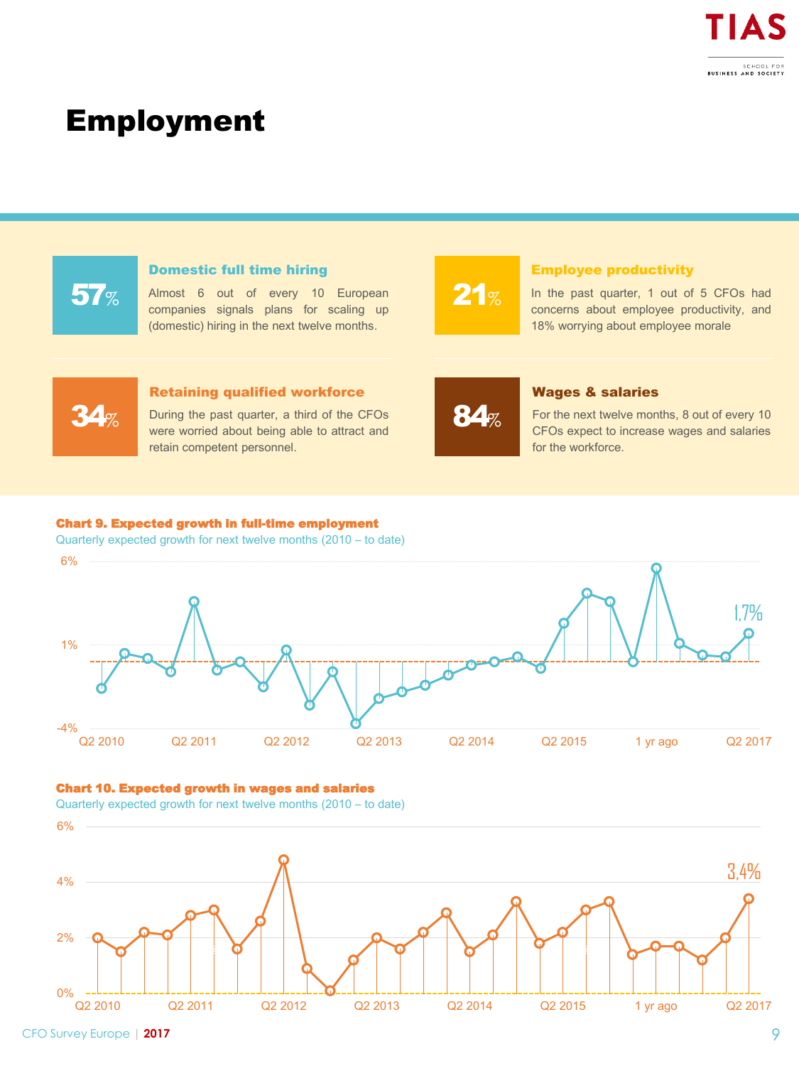# Employment

**57%**

### Domestic full time hiring

Almost 6 out of every 10 European companies signals plans for scaling up (domestic) hiring in the next twelve months.

**21%**

### Employee productivity

In the past quarter, 1 out of 5 CFOs had concerns about employee productivity, and 18% worrying about employee morale

**34%**

### Retaining qualified workforce

During the past quarter, a third of the CFOs were worried about being able to attract and retain competent personnel.

**84%**

### Wages & salaries

For the next twelve months, 8 out of every 10 CFOs expect to increase wages and salaries for the workforce.

**Chart 9. Expected growth in full-time employment**

Quarterly expected growth for next twelve months (2010 – to date)

6%
1%
-4%

Q2 2010 | Q2 2011 | Q2 2012 | Q2 2013 | Q2 2014 | Q2 2015 | 1 yr ago | Q2 2017

1,7%

**Chart 10. Expected growth in wages and salaries**

Quarterly expected growth for next twelve months (2010 – to date)

6%
4%
2%
0%

Q2 2010 | Q2 2011 | Q2 2012 | Q2 2013 | Q2 2014 | Q2 2015 | 1 yr ago | Q2 2017

3,4%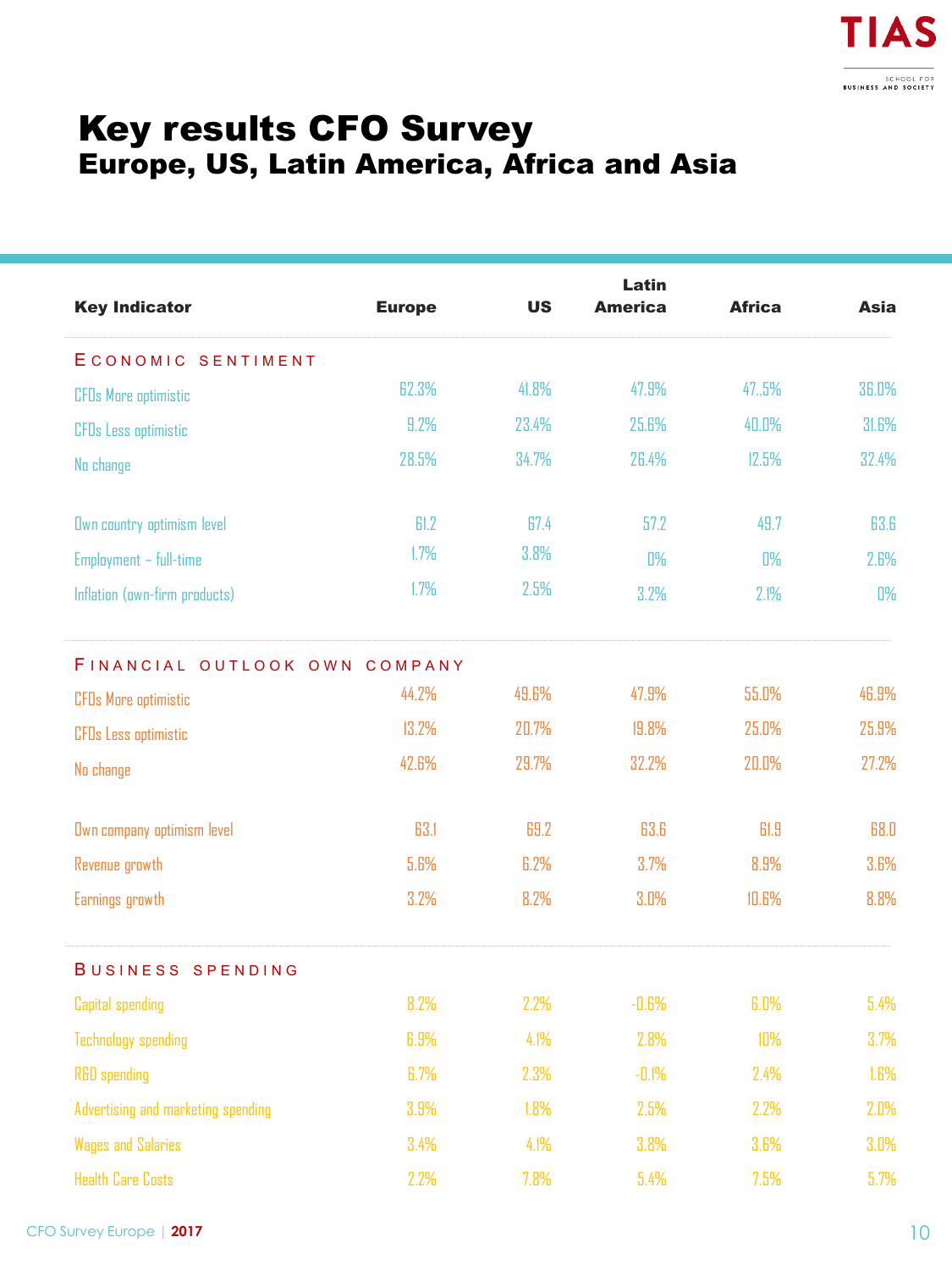# Key results CFO Survey

## Europe, US, Latin America, Africa and Asia

| Key Indicator | Europe | US | Latin America | Africa | Asia |
|---|---|---|---|---|---|
| **ECONOMIC SENTIMENT** | | | | | |
| CFOs More optimistic | 62.3% | 41.8% | 47.9% | 47.,5% | 36.0% |
| CFOs Less optimistic | 9.2% | 23.4% | 25.6% | 40.0% | 31.6% |
| No change | 28.5% | 34.7% | 26.4% | 12.5% | 32.4% |
| Own country optimism level | 61.2 | 67.4 | 57.2 | 49.7 | 63.6 |
| Employment – full-time | 1.7% | 3.8% | 0% | 0% | 2.6% |
| Inflation (own-firm products) | 1.7% | 2.5% | 3.2% | 2.1% | 0% |
| **FINANCIAL OUTLOOK OWN COMPANY** | | | | | |
| CFOs More optimistic | 44.2% | 49.6% | 47.9% | 55.0% | 46.9% |
| CFOs Less optimistic | 13.2% | 20.7% | 19.8% | 25.0% | 25.9% |
| No change | 42.6% | 29.7% | 32.2% | 20.0% | 27.2% |
| Own company optimism level | 63.1 | 69.2 | 63.6 | 61.9 | 68.0 |
| Revenue growth | 5.6% | 6.2% | 3.7% | 8.9% | 3.6% |
| Earnings growth | 3.2% | 8.2% | 3.0% | 10.6% | 8.8% |
| **BUSINESS SPENDING** | | | | | |
| Capital spending | 8.2% | 2.2% | -0.6% | 6.0% | 5.4% |
| Technology spending | 6.9% | 4.1% | 2.8% | 10% | 3.7% |
| R&D spending | 6.7% | 2.3% | -0.1% | 2.4% | 1.6% |
| Advertising and marketing spending | 3.9% | 1.8% | 2.5% | 2.2% | 2.0% |
| Wages and Salaries | 3.4% | 4.1% | 3.8% | 3.6% | 3.0% |
| Health Care Costs | 2.2% | 7.8% | 5.4% | 7.5% | 5.7% |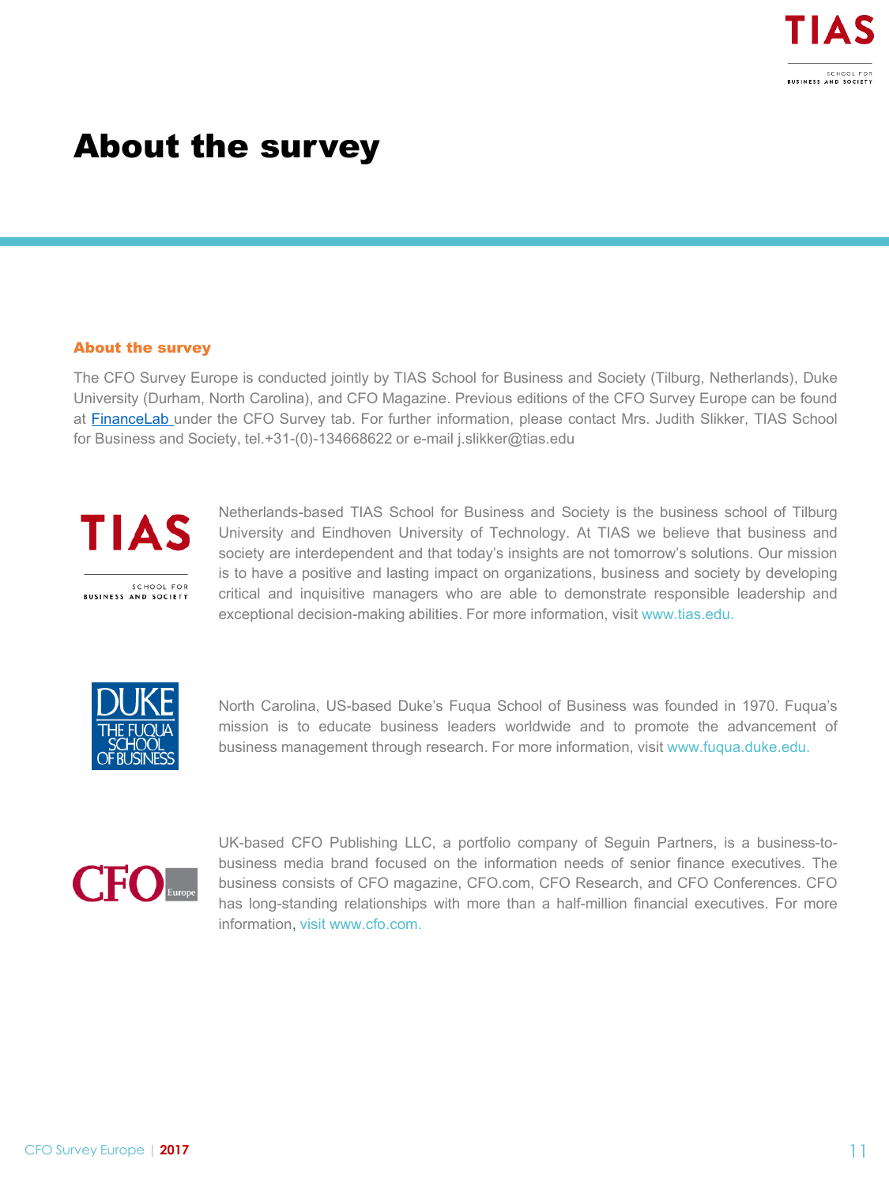# About the survey

### About the survey

The CFO Survey Europe is conducted jointly by TIAS School for Business and Society (Tilburg, Netherlands), Duke University (Durham, North Carolina), and CFO Magazine. Previous editions of the CFO Survey Europe can be found at FinanceLab under the CFO Survey tab. For further information, please contact Mrs. Judith Slikker, TIAS School for Business and Society, tel.+31-(0)-134668622 or e-mail j.slikker@tias.edu

Netherlands-based TIAS School for Business and Society is the business school of Tilburg University and Eindhoven University of Technology. At TIAS we believe that business and society are interdependent and that today's insights are not tomorrow's solutions. Our mission is to have a positive and lasting impact on organizations, business and society by developing critical and inquisitive managers who are able to demonstrate responsible leadership and exceptional decision-making abilities. For more information, visit www.tias.edu.

North Carolina, US-based Duke's Fuqua School of Business was founded in 1970. Fuqua's mission is to educate business leaders worldwide and to promote the advancement of business management through research. For more information, visit www.fuqua.duke.edu.

UK-based CFO Publishing LLC, a portfolio company of Seguin Partners, is a business-to-business media brand focused on the information needs of senior finance executives. The business consists of CFO magazine, CFO.com, CFO Research, and CFO Conferences. CFO has long-standing relationships with more than a half-million financial executives. For more information, visit www.cfo.com.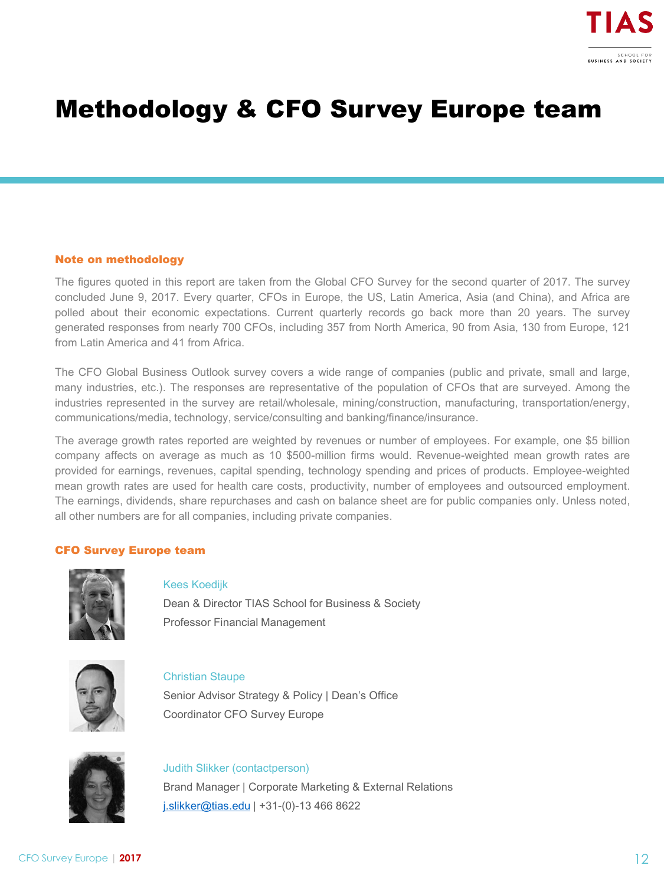# Methodology & CFO Survey Europe team

## Note on methodology

The figures quoted in this report are taken from the Global CFO Survey for the second quarter of 2017. The survey concluded June 9, 2017. Every quarter, CFOs in Europe, the US, Latin America, Asia (and China), and Africa are polled about their economic expectations. Current quarterly records go back more than 20 years. The survey generated responses from nearly 700 CFOs, including 357 from North America, 90 from Asia, 130 from Europe, 121 from Latin America and 41 from Africa.

The CFO Global Business Outlook survey covers a wide range of companies (public and private, small and large, many industries, etc.). The responses are representative of the population of CFOs that are surveyed. Among the industries represented in the survey are retail/wholesale, mining/construction, manufacturing, transportation/energy, communications/media, technology, service/consulting and banking/finance/insurance.

The average growth rates reported are weighted by revenues or number of employees. For example, one $5 billion company affects on average as much as 10 $500-million firms would. Revenue-weighted mean growth rates are provided for earnings, revenues, capital spending, technology spending and prices of products. Employee-weighted mean growth rates are used for health care costs, productivity, number of employees and outsourced employment. The earnings, dividends, share repurchases and cash on balance sheet are for public companies only. Unless noted, all other numbers are for all companies, including private companies.

## CFO Survey Europe team

Kees Koedijk
Dean & Director TIAS School for Business & Society
Professor Financial Management

Christian Staupe
Senior Advisor Strategy & Policy | Dean's Office
Coordinator CFO Survey Europe

Judith Slikker (contactperson)
Brand Manager | Corporate Marketing & External Relations
j.slikker@tias.edu | +31-(0)-13 466 8622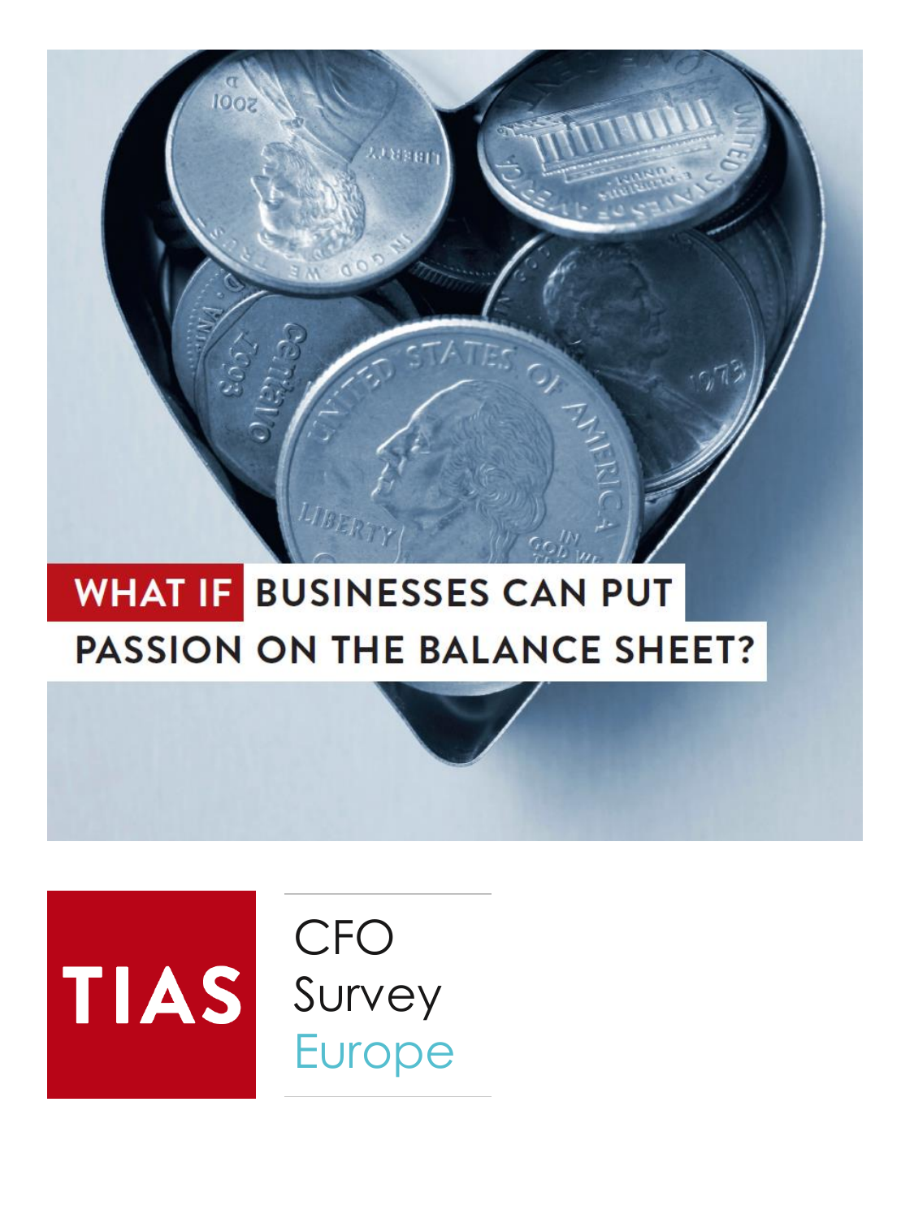WHAT IF BUSINESSES CAN PUT PASSION ON THE BALANCE SHEET?

TIAS

CFO
Survey
Europe